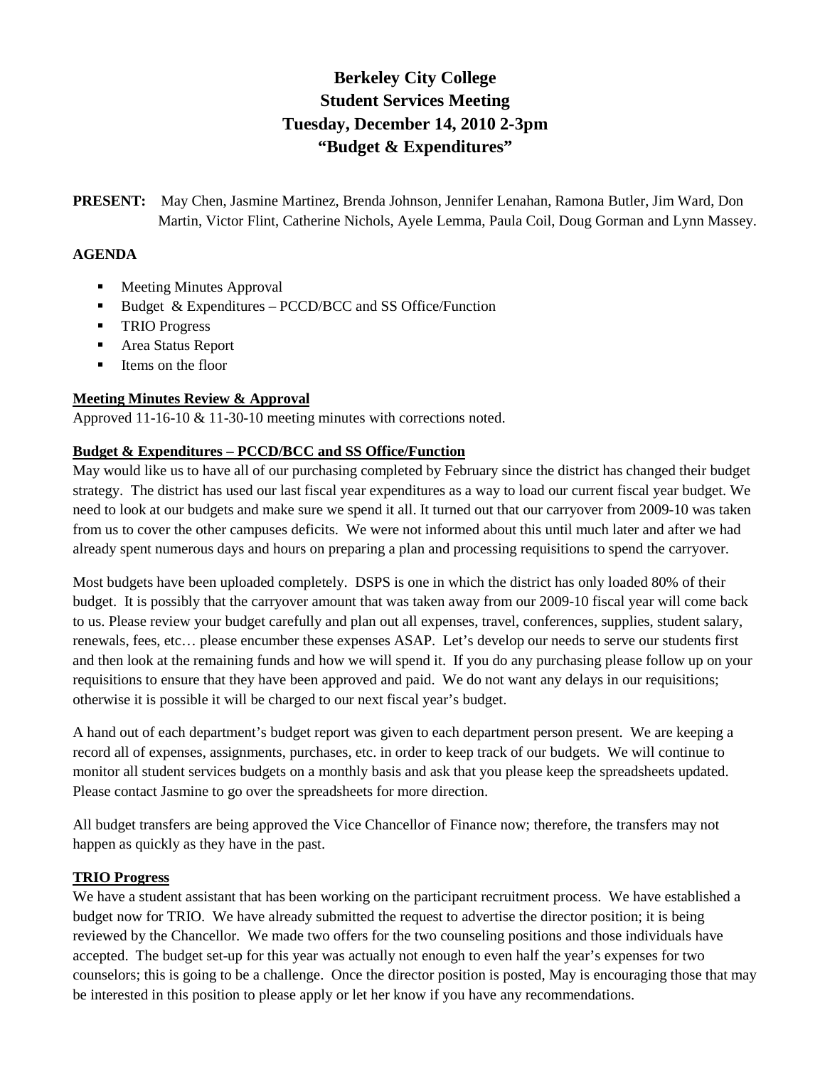# Berkeley City College
## Student Services Meeting
## Tuesday, December 14, 2010 2-3pm
## "Budget & Expenditures"

**PRESENT:** May Chen, Jasmine Martinez, Brenda Johnson, Jennifer Lenahan, Ramona Butler, Jim Ward, Don Martin, Victor Flint, Catherine Nichols, Ayele Lemma, Paula Coil, Doug Gorman and Lynn Massey.

**AGENDA**

- Meeting Minutes Approval
- Budget & Expenditures – PCCD/BCC and SS Office/Function
- TRIO Progress
- Area Status Report
- Items on the floor

**Meeting Minutes Review & Approval**

Approved 11-16-10 & 11-30-10 meeting minutes with corrections noted.

**Budget & Expenditures – PCCD/BCC and SS Office/Function**

May would like us to have all of our purchasing completed by February since the district has changed their budget strategy. The district has used our last fiscal year expenditures as a way to load our current fiscal year budget. We need to look at our budgets and make sure we spend it all. It turned out that our carryover from 2009-10 was taken from us to cover the other campuses deficits. We were not informed about this until much later and after we had already spent numerous days and hours on preparing a plan and processing requisitions to spend the carryover.

Most budgets have been uploaded completely. DSPS is one in which the district has only loaded 80% of their budget. It is possibly that the carryover amount that was taken away from our 2009-10 fiscal year will come back to us. Please review your budget carefully and plan out all expenses, travel, conferences, supplies, student salary, renewals, fees, etc… please encumber these expenses ASAP. Let's develop our needs to serve our students first and then look at the remaining funds and how we will spend it. If you do any purchasing please follow up on your requisitions to ensure that they have been approved and paid. We do not want any delays in our requisitions; otherwise it is possible it will be charged to our next fiscal year's budget.

A hand out of each department's budget report was given to each department person present. We are keeping a record all of expenses, assignments, purchases, etc. in order to keep track of our budgets. We will continue to monitor all student services budgets on a monthly basis and ask that you please keep the spreadsheets updated. Please contact Jasmine to go over the spreadsheets for more direction.

All budget transfers are being approved the Vice Chancellor of Finance now; therefore, the transfers may not happen as quickly as they have in the past.

**TRIO Progress**

We have a student assistant that has been working on the participant recruitment process. We have established a budget now for TRIO. We have already submitted the request to advertise the director position; it is being reviewed by the Chancellor. We made two offers for the two counseling positions and those individuals have accepted. The budget set-up for this year was actually not enough to even half the year's expenses for two counselors; this is going to be a challenge. Once the director position is posted, May is encouraging those that may be interested in this position to please apply or let her know if you have any recommendations.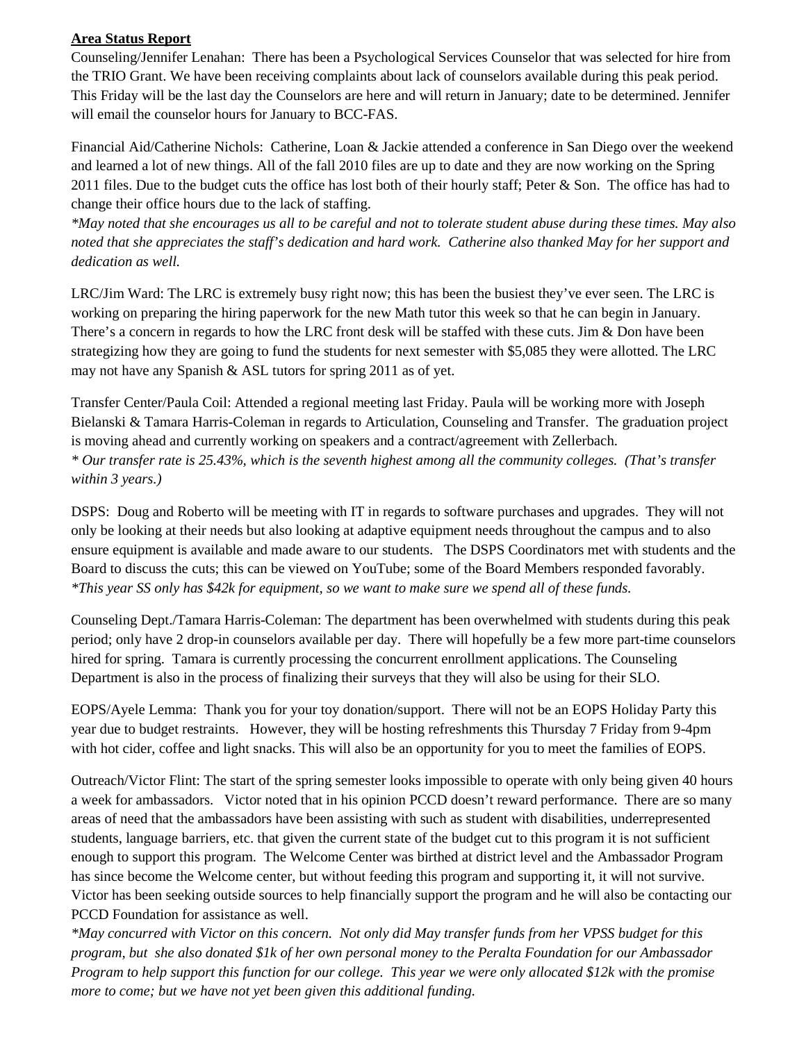**Area Status Report**

Counseling/Jennifer Lenahan: There has been a Psychological Services Counselor that was selected for hire from the TRIO Grant. We have been receiving complaints about lack of counselors available during this peak period. This Friday will be the last day the Counselors are here and will return in January; date to be determined. Jennifer will email the counselor hours for January to BCC-FAS.

Financial Aid/Catherine Nichols: Catherine, Loan & Jackie attended a conference in San Diego over the weekend and learned a lot of new things. All of the fall 2010 files are up to date and they are now working on the Spring 2011 files. Due to the budget cuts the office has lost both of their hourly staff; Peter & Son. The office has had to change their office hours due to the lack of staffing.

*\*May noted that she encourages us all to be careful and not to tolerate student abuse during these times. May also noted that she appreciates the staff's dedication and hard work. Catherine also thanked May for her support and dedication as well.*

LRC/Jim Ward: The LRC is extremely busy right now; this has been the busiest they've ever seen. The LRC is working on preparing the hiring paperwork for the new Math tutor this week so that he can begin in January. There's a concern in regards to how the LRC front desk will be staffed with these cuts. Jim & Don have been strategizing how they are going to fund the students for next semester with $5,085 they were allotted. The LRC may not have any Spanish & ASL tutors for spring 2011 as of yet.

Transfer Center/Paula Coil: Attended a regional meeting last Friday. Paula will be working more with Joseph Bielanski & Tamara Harris-Coleman in regards to Articulation, Counseling and Transfer. The graduation project is moving ahead and currently working on speakers and a contract/agreement with Zellerbach.

*\* Our transfer rate is 25.43%, which is the seventh highest among all the community colleges. (That's transfer within 3 years.)*

DSPS: Doug and Roberto will be meeting with IT in regards to software purchases and upgrades. They will not only be looking at their needs but also looking at adaptive equipment needs throughout the campus and to also ensure equipment is available and made aware to our students. The DSPS Coordinators met with students and the Board to discuss the cuts; this can be viewed on YouTube; some of the Board Members responded favorably.

*\*This year SS only has $42k for equipment, so we want to make sure we spend all of these funds.*

Counseling Dept./Tamara Harris-Coleman: The department has been overwhelmed with students during this peak period; only have 2 drop-in counselors available per day. There will hopefully be a few more part-time counselors hired for spring. Tamara is currently processing the concurrent enrollment applications. The Counseling Department is also in the process of finalizing their surveys that they will also be using for their SLO.

EOPS/Ayele Lemma: Thank you for your toy donation/support. There will not be an EOPS Holiday Party this year due to budget restraints. However, they will be hosting refreshments this Thursday 7 Friday from 9-4pm with hot cider, coffee and light snacks. This will also be an opportunity for you to meet the families of EOPS.

Outreach/Victor Flint: The start of the spring semester looks impossible to operate with only being given 40 hours a week for ambassadors. Victor noted that in his opinion PCCD doesn't reward performance. There are so many areas of need that the ambassadors have been assisting with such as student with disabilities, underrepresented students, language barriers, etc. that given the current state of the budget cut to this program it is not sufficient enough to support this program. The Welcome Center was birthed at district level and the Ambassador Program has since become the Welcome center, but without feeding this program and supporting it, it will not survive. Victor has been seeking outside sources to help financially support the program and he will also be contacting our PCCD Foundation for assistance as well.

*\*May concurred with Victor on this concern. Not only did May transfer funds from her VPSS budget for this program, but she also donated $1k of her own personal money to the Peralta Foundation for our Ambassador Program to help support this function for our college. This year we were only allocated $12k with the promise more to come; but we have not yet been given this additional funding.*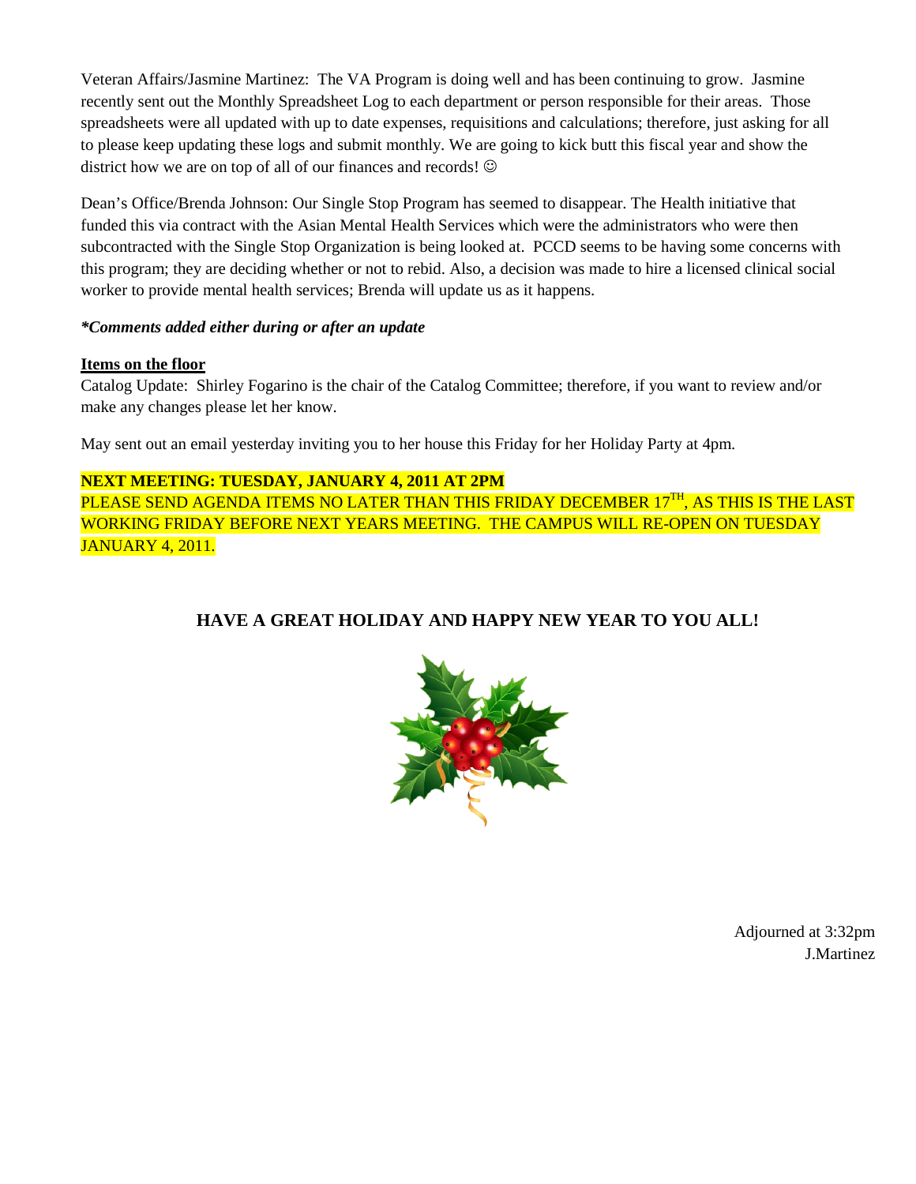Veteran Affairs/Jasmine Martinez: The VA Program is doing well and has been continuing to grow. Jasmine recently sent out the Monthly Spreadsheet Log to each department or person responsible for their areas. Those spreadsheets were all updated with up to date expenses, requisitions and calculations; therefore, just asking for all to please keep updating these logs and submit monthly. We are going to kick butt this fiscal year and show the district how we are on top of all of our finances and records! ☺

Dean's Office/Brenda Johnson: Our Single Stop Program has seemed to disappear. The Health initiative that funded this via contract with the Asian Mental Health Services which were the administrators who were then subcontracted with the Single Stop Organization is being looked at. PCCD seems to be having some concerns with this program; they are deciding whether or not to rebid. Also, a decision was made to hire a licensed clinical social worker to provide mental health services; Brenda will update us as it happens.

***Comments added either during or after an update***

**Items on the floor**

Catalog Update: Shirley Fogarino is the chair of the Catalog Committee; therefore, if you want to review and/or make any changes please let her know.

May sent out an email yesterday inviting you to her house this Friday for her Holiday Party at 4pm.

**NEXT MEETING: TUESDAY, JANUARY 4, 2011 AT 2PM**

PLEASE SEND AGENDA ITEMS NO LATER THAN THIS FRIDAY DECEMBER 17TH, AS THIS IS THE LAST WORKING FRIDAY BEFORE NEXT YEARS MEETING. THE CAMPUS WILL RE-OPEN ON TUESDAY JANUARY 4, 2011.

**HAVE A GREAT HOLIDAY AND HAPPY NEW YEAR TO YOU ALL!**

Adjourned at 3:32pm
J.Martinez